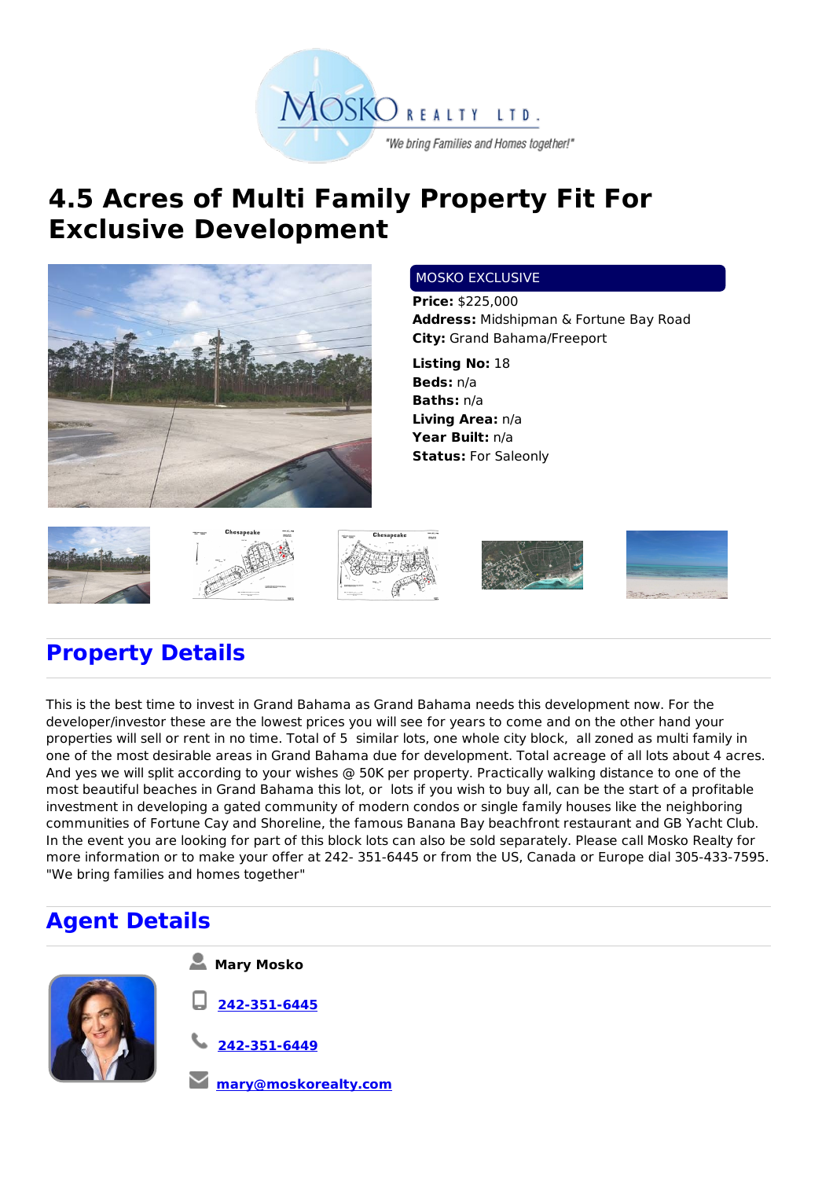MOSKO REALTY LTD.

"We bring Families and Homes together!"

# 4.5 Acres of Multi Family Property Fit For Exclusive Development

MOSKO EXCLUSIVE

**Price:** $225,000
**Address:** Midshipman & Fortune Bay Road
**City:** Grand Bahama/Freeport

**Listing No:** 18
**Beds:** n/a
**Baths:** n/a
**Living Area:** n/a
**Year Built:** n/a
**Status:** For Saleonly

## Property Details

This is the best time to invest in Grand Bahama as Grand Bahama needs this development now. For the developer/investor these are the lowest prices you will see for years to come and on the other hand your properties will sell or rent in no time. Total of 5  similar lots, one whole city block,  all zoned as multi family in one of the most desirable areas in Grand Bahama due for development. Total acreage of all lots about 4 acres. And yes we will split according to your wishes @ 50K per property. Practically walking distance to one of the most beautiful beaches in Grand Bahama this lot, or  lots if you wish to buy all, can be the start of a profitable investment in developing a gated community of modern condos or single family houses like the neighboring communities of Fortune Cay and Shoreline, the famous Banana Bay beachfront restaurant and GB Yacht Club. In the event you are looking for part of this block lots can also be sold separately. Please call Mosko Realty for more information or to make your offer at 242- 351-6445 or from the US, Canada or Europe dial 305-433-7595. "We bring families and homes together"

## Agent Details

**Mary Mosko**

242-351-6445

242-351-6449

mary@moskorealty.com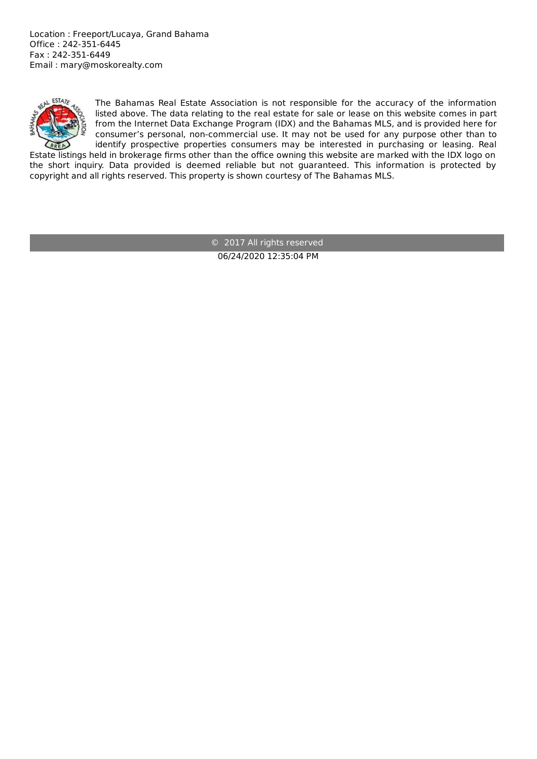Location : Freeport/Lucaya, Grand Bahama
Office : 242-351-6445
Fax : 242-351-6449
Email : mary@moskorealty.com

The Bahamas Real Estate Association is not responsible for the accuracy of the information listed above. The data relating to the real estate for sale or lease on this website comes in part from the Internet Data Exchange Program (IDX) and the Bahamas MLS, and is provided here for consumer's personal, non-commercial use. It may not be used for any purpose other than to identify prospective properties consumers may be interested in purchasing or leasing. Real Estate listings held in brokerage firms other than the office owning this website are marked with the IDX logo on the short inquiry. Data provided is deemed reliable but not guaranteed. This information is protected by copyright and all rights reserved. This property is shown courtesy of The Bahamas MLS.

© 2017 All rights reserved

06/24/2020 12:35:04 PM